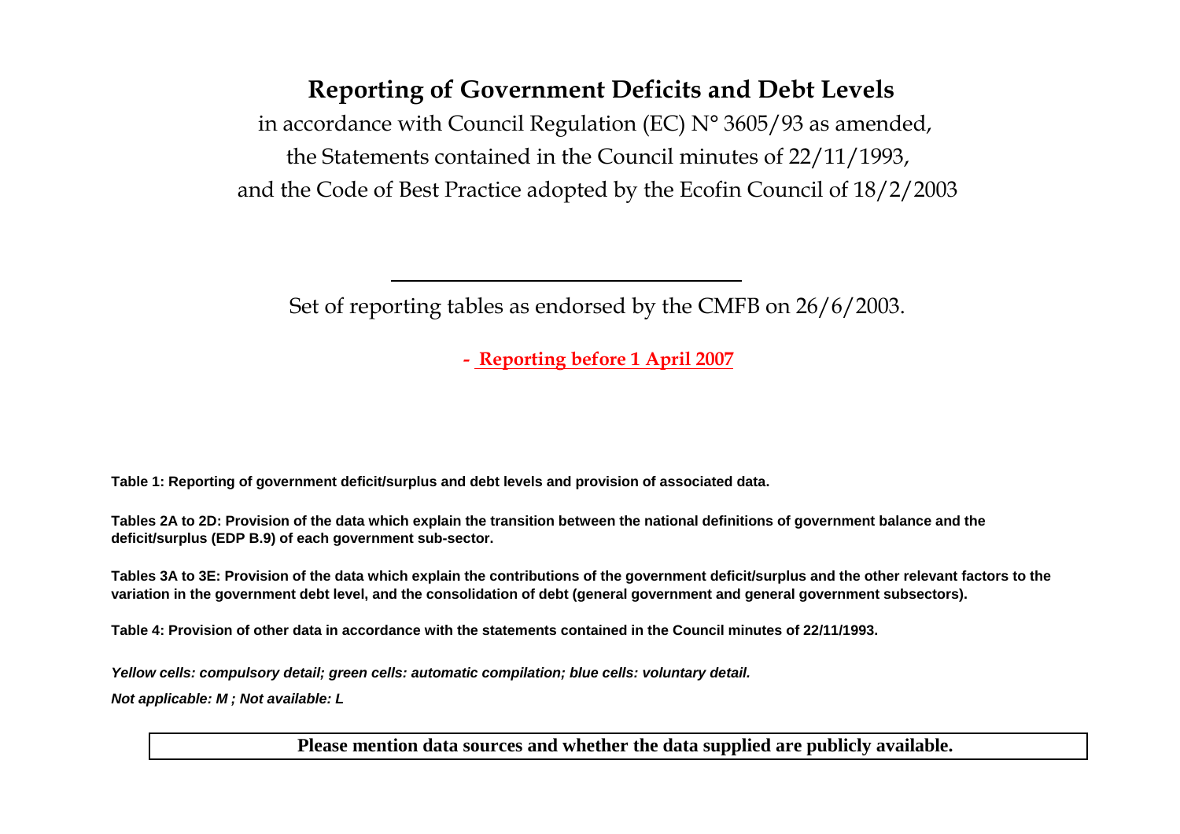# Reporting of Government Deficits and Debt Levels

in accordance with Council Regulation (EC) N° 3605/93 as amended,
the Statements contained in the Council minutes of 22/11/1993,
and the Code of Best Practice adopted by the Ecofin Council of 18/2/2003

---

Set of reporting tables as endorsed by the CMFB on 26/6/2003.

**- Reporting before 1 April 2007**

**Table 1: Reporting of government deficit/surplus and debt levels and provision of associated data.**

**Tables 2A to 2D: Provision of the data which explain the transition between the national definitions of government balance and the deficit/surplus (EDP B.9) of each government sub-sector.**

**Tables 3A to 3E: Provision of the data which explain the contributions of the government deficit/surplus and the other relevant factors to the variation in the government debt level, and the consolidation of debt (general government and general government subsectors).**

**Table 4: Provision of other data in accordance with the statements contained in the Council minutes of 22/11/1993.**

***Yellow cells: compulsory detail; green cells: automatic compilation; blue cells: voluntary detail.***

***Not applicable: M ; Not available: L***

**Please mention data sources and whether the data supplied are publicly available.**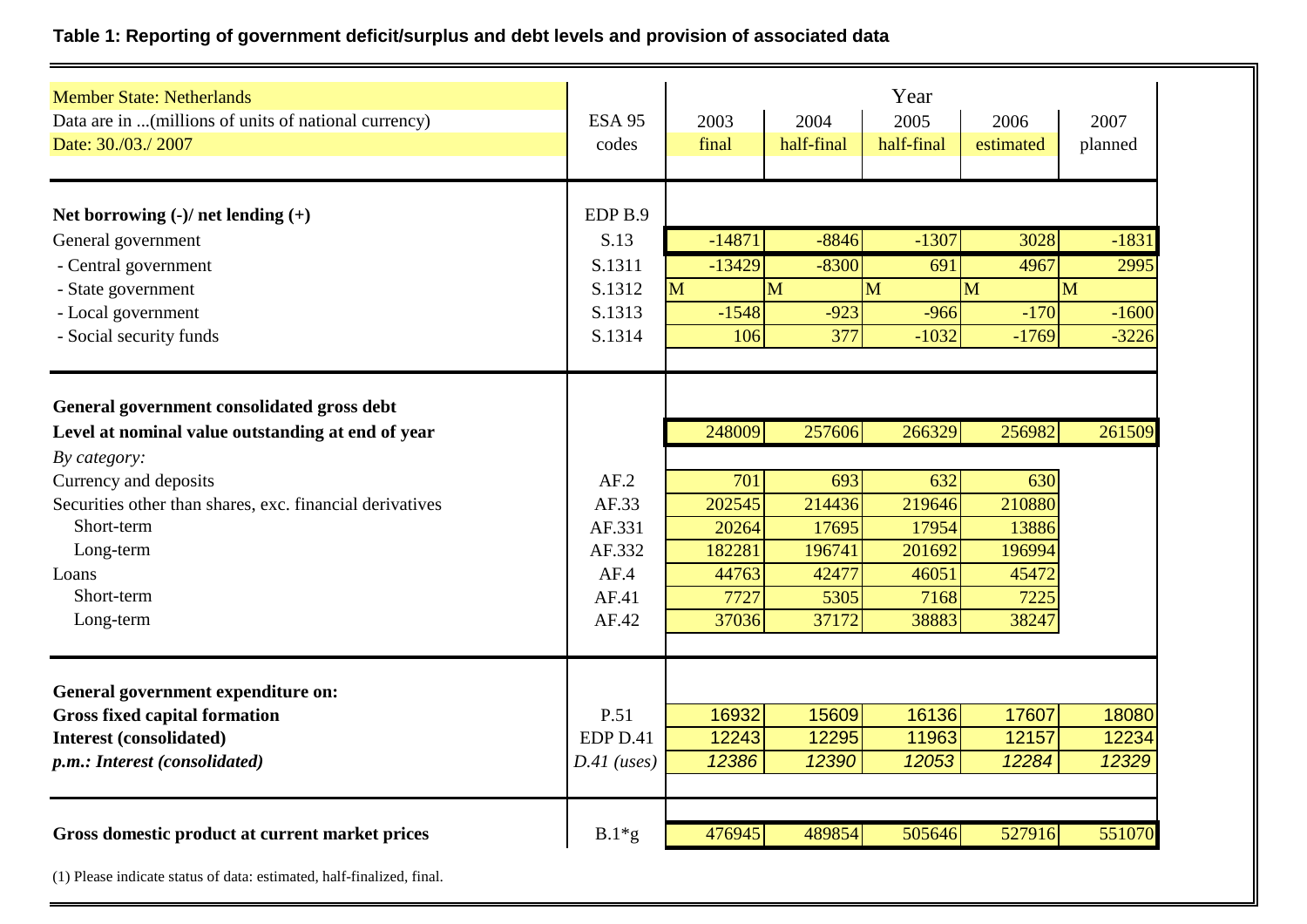**Table 1: Reporting of government deficit/surplus and debt levels and provision of associated data**

| Member State: Netherlands | | Year | | | | |
|---|---|---|---|---|---|---|
| Data are in ...(millions of units of national currency) | ESA 95 | 2003 | 2004 | 2005 | 2006 | 2007 |
| Date: 30./03./ 2007 | codes | final | half-final | half-final | estimated | planned |
| **Net borrowing (-)/ net lending (+)** | EDP B.9 | | | | | |
| General government | S.13 | -14871 | -8846 | -1307 | 3028 | -1831 |
| - Central government | S.1311 | -13429 | -8300 | 691 | 4967 | 2995 |
| - State government | S.1312 | M | M | M | M | M |
| - Local government | S.1313 | -1548 | -923 | -966 | -170 | -1600 |
| - Social security funds | S.1314 | 106 | 377 | -1032 | -1769 | -3226 |
| **General government consolidated gross debt** | | | | | | |
| **Level at nominal value outstanding at end of year** | | 248009 | 257606 | 266329 | 256982 | 261509 |
| *By category:* | | | | | | |
| Currency and deposits | AF.2 | 701 | 693 | 632 | 630 | |
| Securities other than shares, exc. financial derivatives | AF.33 | 202545 | 214436 | 219646 | 210880 | |
| Short-term | AF.331 | 20264 | 17695 | 17954 | 13886 | |
| Long-term | AF.332 | 182281 | 196741 | 201692 | 196994 | |
| Loans | AF.4 | 44763 | 42477 | 46051 | 45472 | |
| Short-term | AF.41 | 7727 | 5305 | 7168 | 7225 | |
| Long-term | AF.42 | 37036 | 37172 | 38883 | 38247 | |
| **General government expenditure on:** | | | | | | |
| **Gross fixed capital formation** | P.51 | 16932 | 15609 | 16136 | 17607 | 18080 |
| **Interest (consolidated)** | EDP D.41 | 12243 | 12295 | 11963 | 12157 | 12234 |
| ***p.m.: Interest (consolidated)*** | *D.41 (uses)* | *12386* | *12390* | *12053* | *12284* | *12329* |
| **Gross domestic product at current market prices** | B.1*g | 476945 | 489854 | 505646 | 527916 | 551070 |

(1) Please indicate status of data: estimated, half-finalized, final.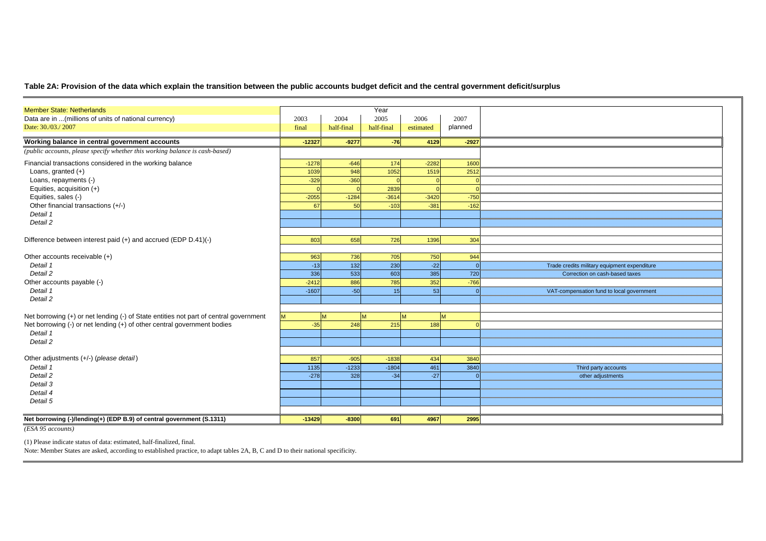### Table 2A: Provision of the data which explain the transition between the public accounts budget deficit and the central government deficit/surplus

| Member State: Netherlands | Year | | | | | |
|---|---|---|---|---|---|---|
| Data are in ...(millions of units of national currency) | 2003 | 2004 | 2005 | 2006 | 2007 | |
| Date: 30./03./ 2007 | final | half-final | half-final | estimated | planned | |
| **Working balance in central government accounts** | **-12327** | **-9277** | **-76** | **4129** | **-2927** | |
| *(public accounts, please specify whether this working balance is cash-based)* | | | | | | |
| Financial transactions considered in the working balance | -1278 | -646 | 174 | -2282 | 1600 | |
| Loans, granted (+) | 1039 | 948 | 1052 | 1519 | 2512 | |
| Loans, repayments (-) | -329 | -360 | 0 | 0 | 0 | |
| Equities, acquisition (+) | 0 | 0 | 2839 | 0 | 0 | |
| Equities, sales (-) | -2055 | -1284 | -3614 | -3420 | -750 | |
| Other financial transactions (+/-) | 67 | 50 | -103 | -381 | -162 | |
| *Detail 1* | | | | | | |
| *Detail 2* | | | | | | |
| Difference between interest paid (+) and accrued (EDP D.41)(-) | 803 | 658 | 726 | 1396 | 304 | |
| Other accounts receivable (+) | 963 | 736 | 705 | 750 | 944 | |
| *Detail 1* | -13 | 132 | 230 | -22 | 0 | Trade credits military equipment expenditure |
| *Detail 2* | 336 | 533 | 603 | 385 | 720 | Correction on cash-based taxes |
| Other accounts payable (-) | -2412 | 886 | 785 | 352 | -766 | |
| *Detail 1* | -1607 | -50 | 15 | 53 | 0 | VAT-compensation fund to local government |
| *Detail 2* | | | | | | |
| Net borrowing (+) or net lending (-) of State entities not part of central government | M | M | M | M | M | |
| Net borrowing (-) or net lending (+) of other central government bodies | -35 | 248 | 215 | 188 | 0 | |
| *Detail 1* | | | | | | |
| *Detail 2* | | | | | | |
| Other adjustments (+/-) (*please detail*) | 857 | -905 | -1838 | 434 | 3840 | |
| *Detail 1* | 1135 | -1233 | -1804 | 461 | 3840 | Third party accounts |
| *Detail 2* | -278 | 328 | -34 | -27 | 0 | other adjustments |
| *Detail 3* | | | | | | |
| *Detail 4* | | | | | | |
| *Detail 5* | | | | | | |
| **Net borrowing (-)/lending(+) (EDP B.9) of central government (S.1311)** | **-13429** | **-8300** | **691** | **4967** | **2995** | |

*(ESA 95 accounts)*

(1) Please indicate status of data: estimated, half-finalized, final.

Note: Member States are asked, according to established practice, to adapt tables 2A, B, C and D to their national specificity.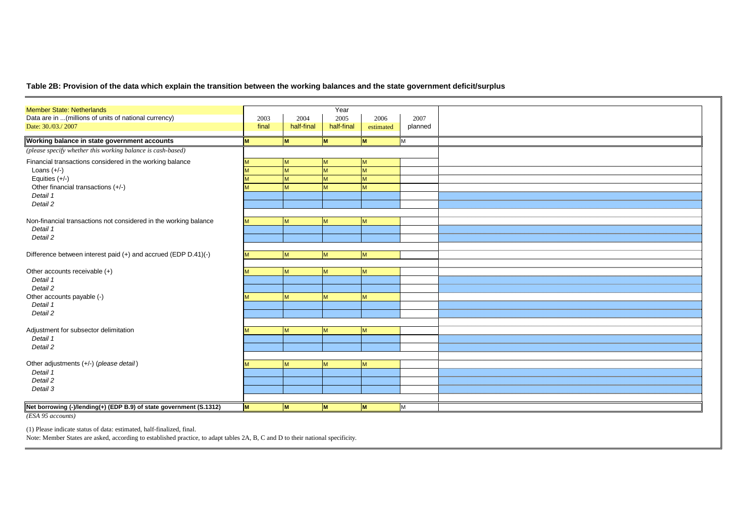## Table 2B: Provision of the data which explain the transition between the working balances and the state government deficit/surplus

| Member State: Netherlands<br>Data are in ...(millions of units of national currency)<br>Date: 30./03./ 2007 | 2003<br>final | 2004<br>half-final | 2005<br>half-final | 2006<br>estimated | 2007<br>planned | |
|---|---|---|---|---|---|---|
| **Working balance in state government accounts** | **M** | **M** | **M** | **M** | M | |
| *(please specify whether this working balance is cash-based)* | | | | | | |
| Financial transactions considered in the working balance | M | M | M | M | | |
| Loans (+/-) | M | M | M | M | | |
| Equities (+/-) | M | M | M | M | | |
| Other financial transactions (+/-) | M | M | M | M | | |
| *Detail 1* | | | | | | |
| *Detail 2* | | | | | | |
| Non-financial transactions not considered in the working balance | M | M | M | M | | |
| *Detail 1* | | | | | | |
| *Detail 2* | | | | | | |
| Difference between interest paid (+) and accrued (EDP D.41)(-) | M | M | M | M | | |
| Other accounts receivable (+) | M | M | M | M | | |
| *Detail 1* | | | | | | |
| *Detail 2* | | | | | | |
| Other accounts payable (-) | M | M | M | M | | |
| *Detail 1* | | | | | | |
| *Detail 2* | | | | | | |
| Adjustment for subsector delimitation | M | M | M | M | | |
| *Detail 1* | | | | | | |
| *Detail 2* | | | | | | |
| Other adjustments (+/-) (*please detail*) | M | M | M | M | | |
| *Detail 1* | | | | | | |
| *Detail 2* | | | | | | |
| *Detail 3* | | | | | | |
| **Net borrowing (-)/lending(+) (EDP B.9) of state government (S.1312)** | **M** | **M** | **M** | **M** | M | |

*(ESA 95 accounts)*

(1) Please indicate status of data: estimated, half-finalized, final.

Note: Member States are asked, according to established practice, to adapt tables 2A, B, C and D to their national specificity.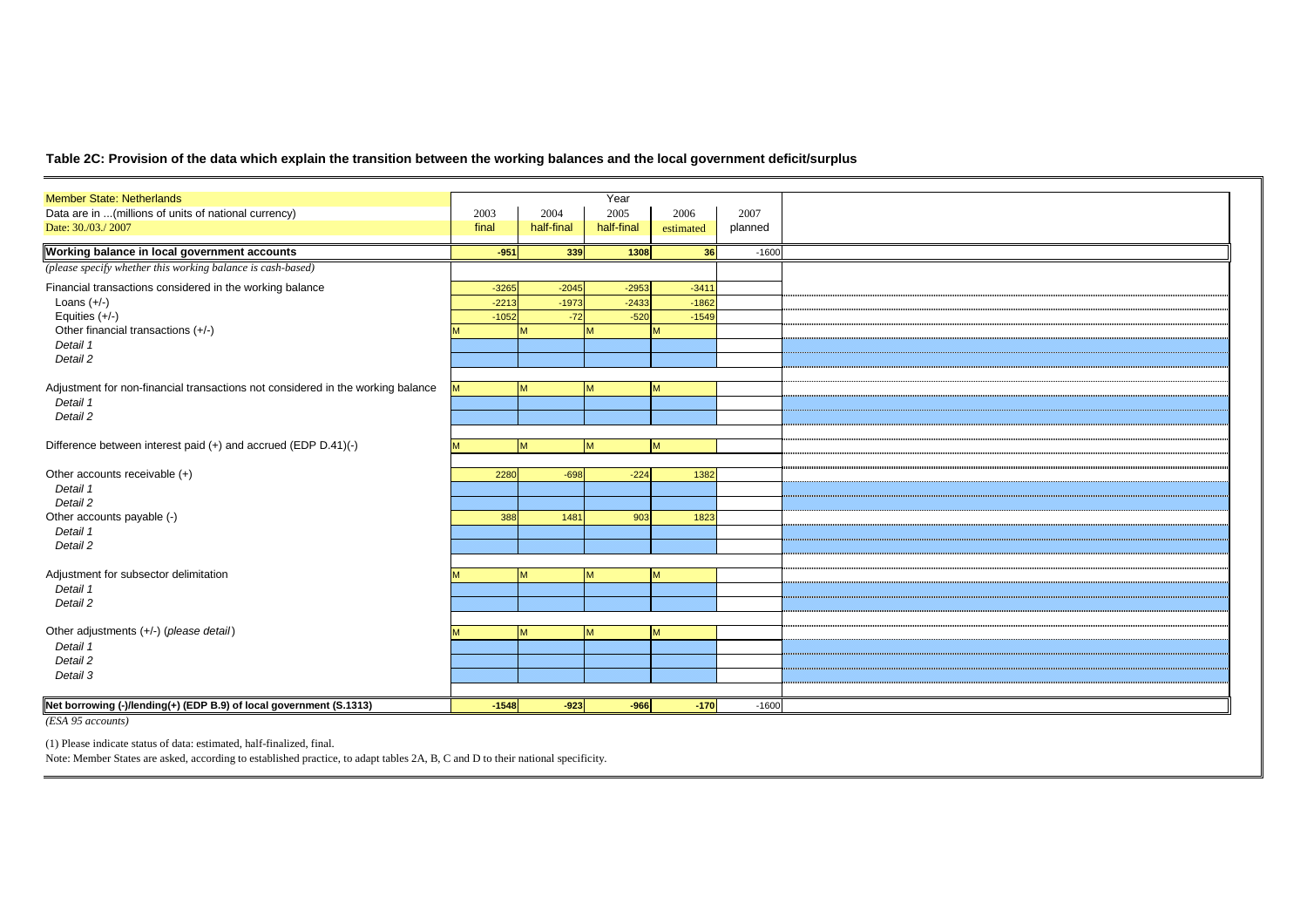**Table 2C: Provision of the data which explain the transition between the working balances and the local government deficit/surplus**

| Member State: Netherlands | Year | | | | | |
|---|---|---|---|---|---|---|
| Data are in ...(millions of units of national currency) | 2003 | 2004 | 2005 | 2006 | 2007 | |
| Date: 30./03./ 2007 | final | half-final | half-final | estimated | planned | |
| **Working balance in local government accounts** | **-951** | **339** | **1308** | **36** | -1600 | |
| *(please specify whether this working balance is cash-based)* | | | | | | |
| Financial transactions considered in the working balance | -3265 | -2045 | -2953 | -3411 | | |
| Loans (+/-) | -2213 | -1973 | -2433 | -1862 | | |
| Equities (+/-) | -1052 | -72 | -520 | -1549 | | |
| Other financial transactions (+/-) | M | M | M | M | | |
| *Detail 1* | | | | | | |
| *Detail 2* | | | | | | |
| Adjustment for non-financial transactions not considered in the working balance | M | M | M | M | | |
| *Detail 1* | | | | | | |
| *Detail 2* | | | | | | |
| Difference between interest paid (+) and accrued (EDP D.41)(-) | M | M | M | M | | |
| Other accounts receivable (+) | 2280 | -698 | -224 | 1382 | | |
| *Detail 1* | | | | | | |
| *Detail 2* | | | | | | |
| Other accounts payable (-) | 388 | 1481 | 903 | 1823 | | |
| *Detail 1* | | | | | | |
| *Detail 2* | | | | | | |
| Adjustment for subsector delimitation | M | M | M | M | | |
| *Detail 1* | | | | | | |
| *Detail 2* | | | | | | |
| Other adjustments (+/-) (*please detail*) | M | M | M | M | | |
| *Detail 1* | | | | | | |
| *Detail 2* | | | | | | |
| *Detail 3* | | | | | | |
| **Net borrowing (-)/lending(+) (EDP B.9) of local government (S.1313)** | **-1548** | **-923** | **-966** | **-170** | -1600 | |
| *(ESA 95 accounts)* | | | | | | |

(1) Please indicate status of data: estimated, half-finalized, final.

Note: Member States are asked, according to established practice, to adapt tables 2A, B, C and D to their national specificity.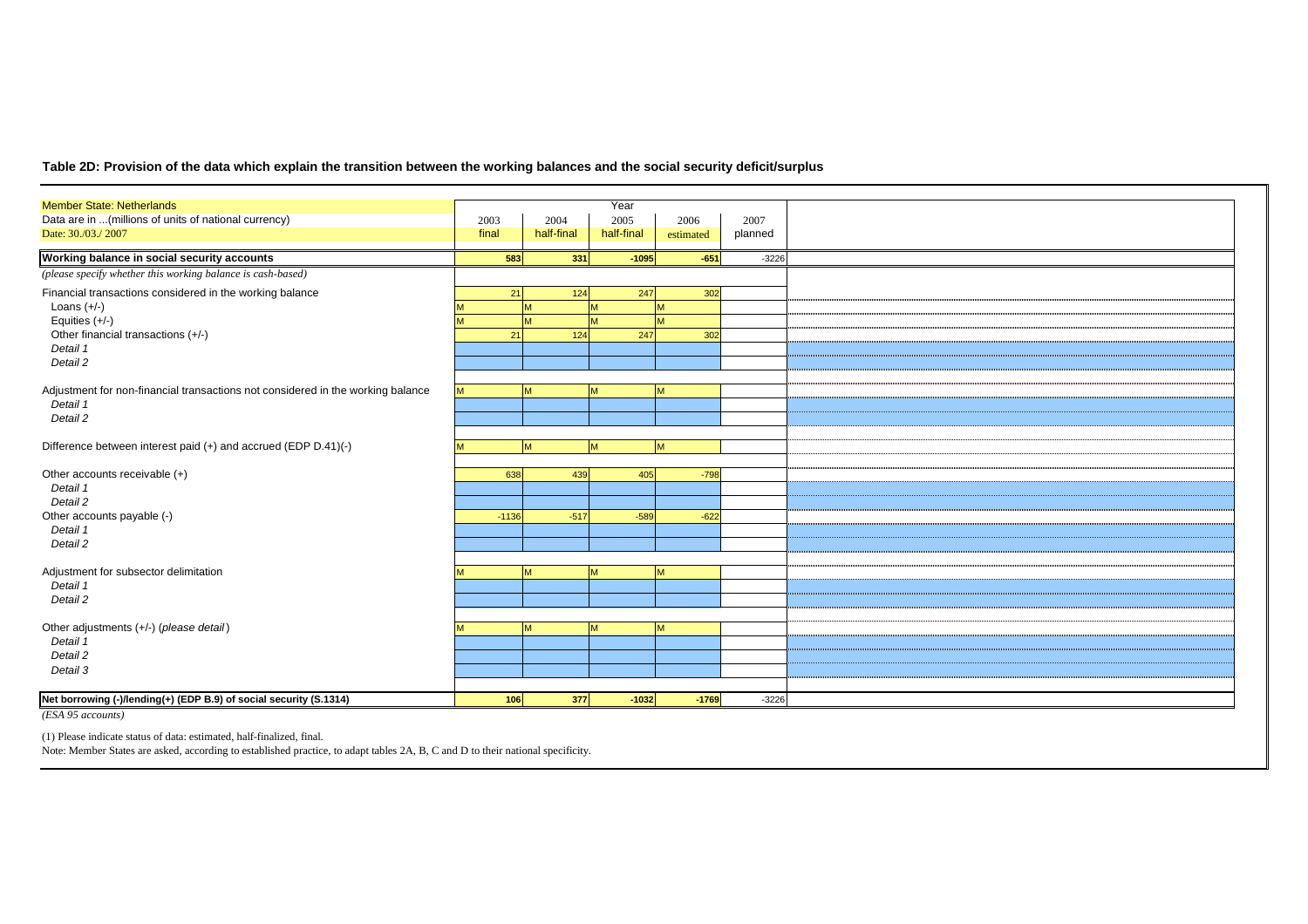**Table 2D: Provision of the data which explain the transition between the working balances and the social security deficit/surplus**

| Member State: Netherlands | Year | | | | | |
|---|---|---|---|---|---|---|
| Data are in ...(millions of units of national currency) | 2003 | 2004 | 2005 | 2006 | 2007 | |
| Date: 30./03./ 2007 | final | half-final | half-final | estimated | planned | |
| **Working balance in social security accounts** | **583** | **331** | **-1095** | **-651** | -3226 | |
| *(please specify whether this working balance is cash-based)* | | | | | | |
| Financial transactions considered in the working balance | 21 | 124 | 247 | 302 | | |
| Loans (+/-) | M | M | M | M | | |
| Equities (+/-) | M | M | M | M | | |
| Other financial transactions (+/-) | 21 | 124 | 247 | 302 | | |
| *Detail 1* | | | | | | |
| *Detail 2* | | | | | | |
| Adjustment for non-financial transactions not considered in the working balance | M | M | M | M | | |
| *Detail 1* | | | | | | |
| *Detail 2* | | | | | | |
| Difference between interest paid (+) and accrued (EDP D.41)(-) | M | M | M | M | | |
| Other accounts receivable (+) | 638 | 439 | 405 | -798 | | |
| *Detail 1* | | | | | | |
| *Detail 2* | | | | | | |
| Other accounts payable (-) | -1136 | -517 | -589 | -622 | | |
| *Detail 1* | | | | | | |
| *Detail 2* | | | | | | |
| Adjustment for subsector delimitation | M | M | M | M | | |
| *Detail 1* | | | | | | |
| *Detail 2* | | | | | | |
| Other adjustments (+/-) (*please detail*) | M | M | M | M | | |
| *Detail 1* | | | | | | |
| *Detail 2* | | | | | | |
| *Detail 3* | | | | | | |
| **Net borrowing (-)/lending(+) (EDP B.9) of social security (S.1314)** | **106** | **377** | **-1032** | **-1769** | -3226 | |
| *(ESA 95 accounts)* | | | | | | |

(1) Please indicate status of data: estimated, half-finalized, final.

Note: Member States are asked, according to established practice, to adapt tables 2A, B, C and D to their national specificity.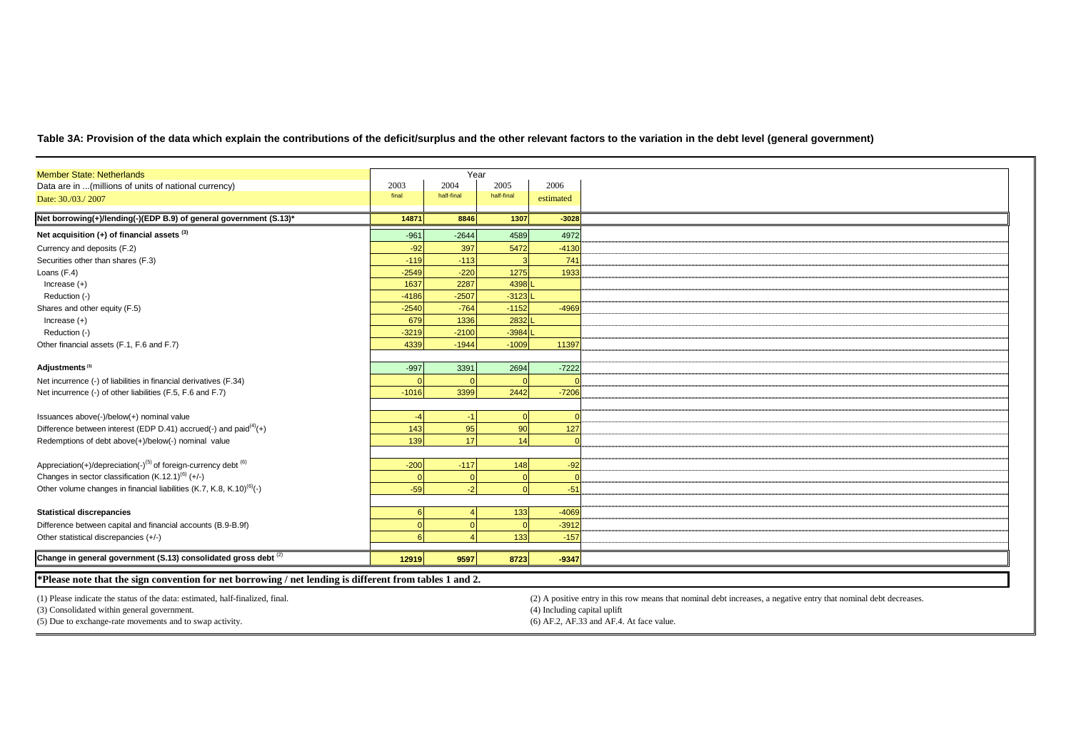**Table 3A: Provision of the data which explain the contributions of the deficit/surplus and the other relevant factors to the variation in the debt level (general government)**

| Member State: Netherlands | Year | | | |
|---|---|---|---|---|
| Data are in ...(millions of units of national currency) | 2003 | 2004 | 2005 | 2006 |
| Date: 30./03./ 2007 | final | half-final | half-final | estimated |
| **Net borrowing(+)/lending(-)(EDP B.9) of general government (S.13)*** | **14871** | **8846** | **1307** | **-3028** |
| **Net acquisition (+) of financial assets [(3)]** | -961 | -2644 | 4589 | 4972 |
| Currency and deposits (F.2) | -92 | 397 | 5472 | -4130 |
| Securities other than shares (F.3) | -119 | -113 | 3 | 741 |
| Loans (F.4) | -2549 | -220 | 1275 | 1933 |
| Increase (+) | 1637 | 2287 | 4398 L | |
| Reduction (-) | -4186 | -2507 | -3123 L | |
| Shares and other equity (F.5) | -2540 | -764 | -1152 | -4969 |
| Increase (+) | 679 | 1336 | 2832 L | |
| Reduction (-) | -3219 | -2100 | -3984 L | |
| Other financial assets (F.1, F.6 and F.7) | 4339 | -1944 | -1009 | 11397 |
| **Adjustments [(3)]** | -997 | 3391 | 2694 | -7222 |
| Net incurrence (-) of liabilities in financial derivatives (F.34) | 0 | 0 | 0 | 0 |
| Net incurrence (-) of other liabilities (F.5, F.6 and F.7) | -1016 | 3399 | 2442 | -7206 |
| Issuances above(-)/below(+) nominal value | -4 | -1 | 0 | 0 |
| Difference between interest (EDP D.41) accrued(-) and paid[(4)](+) | 143 | 95 | 90 | 127 |
| Redemptions of debt above(+)/below(-) nominal value | 139 | 17 | 14 | 0 |
| Appreciation(+)/depreciation(-)[(5)] of foreign-currency debt [(6)] | -200 | -117 | 148 | -92 |
| Changes in sector classification (K.12.1)[(6)] (+/-) | 0 | 0 | 0 | 0 |
| Other volume changes in financial liabilities (K.7, K.8, K.10)[(6)](-) | -59 | -2 | 0 | -51 |
| **Statistical discrepancies** | 6 | 4 | 133 | -4069 |
| Difference between capital and financial accounts (B.9-B.9f) | 0 | 0 | 0 | -3912 |
| Other statistical discrepancies (+/-) | 6 | 4 | 133 | -157 |
| **Change in general government (S.13) consolidated gross debt [(2)]** | **12919** | **9597** | **8723** | **-9347** |

**\*Please note that the sign convention for net borrowing / net lending is different from tables 1 and 2.**

(1) Please indicate the status of the data: estimated, half-finalized, final.

(2) A positive entry in this row means that nominal debt increases, a negative entry that nominal debt decreases.

(3) Consolidated within general government.

(4) Including capital uplift

(5) Due to exchange-rate movements and to swap activity.

(6) AF.2, AF.33 and AF.4. At face value.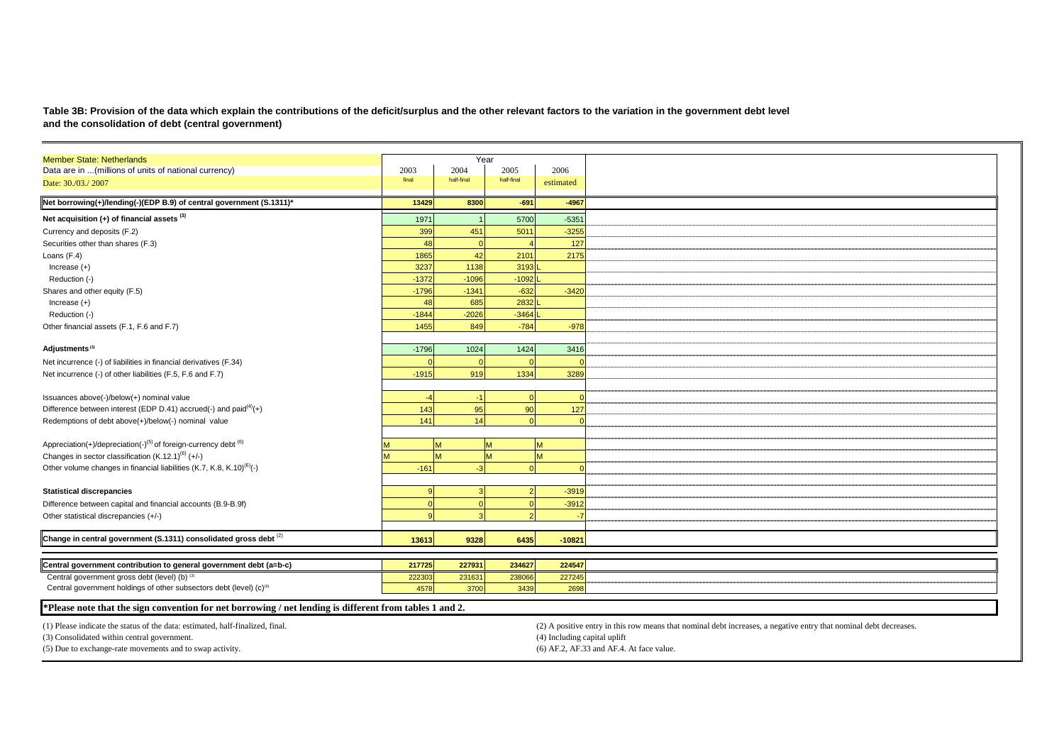**Table 3B: Provision of the data which explain the contributions of the deficit/surplus and the other relevant factors to the variation in the government debt level and the consolidation of debt (central government)**

| Member State: Netherlands | Year | | | |
|---|---|---|---|---|
| Data are in ...(millions of units of national currency) | 2003 | 2004 | 2005 | 2006 |
| Date: 30./03./ 2007 | final | half-final | half-final | estimated |
| **Net borrowing(+)/lending(-)(EDP B.9) of central government (S.1311)*** | **13429** | **8300** | **-691** | **-4967** |
| **Net acquisition (+) of financial assets [3]** | 1971 | 1 | 5700 | -5351 |
| Currency and deposits (F.2) | 399 | 451 | 5011 | -3255 |
| Securities other than shares (F.3) | 48 | 0 | 4 | 127 |
| Loans (F.4) | 1865 | 42 | 2101 | 2175 |
| Increase (+) | 3237 | 1138 | 3193 | L |
| Reduction (-) | -1372 | -1096 | -1092 | L |
| Shares and other equity (F.5) | -1796 | -1341 | -632 | -3420 |
| Increase (+) | 48 | 685 | 2832 | L |
| Reduction (-) | -1844 | -2026 | -3464 | L |
| Other financial assets (F.1, F.6 and F.7) | 1455 | 849 | -784 | -978 |
| **Adjustments [3]** | -1796 | 1024 | 1424 | 3416 |
| Net incurrence (-) of liabilities in financial derivatives (F.34) | 0 | 0 | 0 | 0 |
| Net incurrence (-) of other liabilities (F.5, F.6 and F.7) | -1915 | 919 | 1334 | 3289 |
| Issuances above(-)/below(+) nominal value | -4 | -1 | 0 | 0 |
| Difference between interest (EDP D.41) accrued(-) and paid[4](+) | 143 | 95 | 90 | 127 |
| Redemptions of debt above(+)/below(-) nominal value | 141 | 14 | 0 | 0 |
| Appreciation(+)/depreciation(-)[5] of foreign-currency debt [6] | M | M | M | M |
| Changes in sector classification (K.12.1)[6] (+/-) | M | M | M | M |
| Other volume changes in financial liabilities (K.7, K.8, K.10)[6](-) | -161 | -3 | 0 | 0 |
| **Statistical discrepancies** | 9 | 3 | 2 | -3919 |
| Difference between capital and financial accounts (B.9-B.9f) | 0 | 0 | 0 | -3912 |
| Other statistical discrepancies (+/-) | 9 | 3 | 2 | -7 |
| **Change in central government (S.1311) consolidated gross debt [2]** | **13613** | **9328** | **6435** | **-10821** |
| **Central government contribution to general government debt (a=b-c)** | **217725** | **227931** | **234627** | **224547** |
| Central government gross debt (level) (b) [3] | 222303 | 231631 | 238066 | 227245 |
| Central government holdings of other subsectors debt (level) (c)[6] | 4578 | 3700 | 3439 | 2698 |

**\*Please note that the sign convention for net borrowing / net lending is different from tables 1 and 2.**

(1) Please indicate the status of the data: estimated, half-finalized, final.
(2) A positive entry in this row means that nominal debt increases, a negative entry that nominal debt decreases.
(3) Consolidated within central government.
(4) Including capital uplift
(5) Due to exchange-rate movements and to swap activity.
(6) AF.2, AF.33 and AF.4. At face value.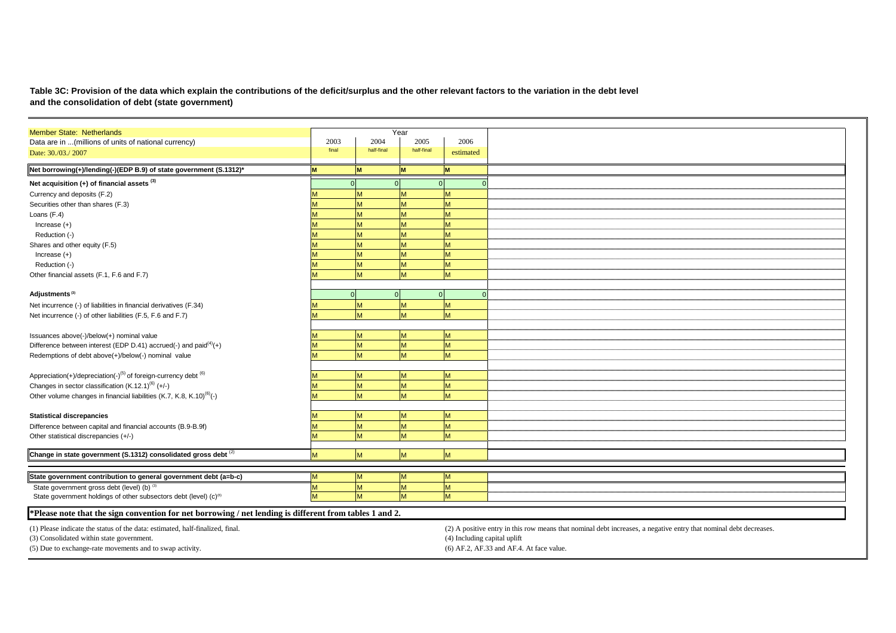**Table 3C: Provision of the data which explain the contributions of the deficit/surplus and the other relevant factors to the variation in the debt level and the consolidation of debt (state government)**

| Member State: Netherlands | Year | | | |
|---|---|---|---|---|
| Data are in ...(millions of units of national currency) | 2003 | 2004 | 2005 | 2006 |
| Date: 30./03./ 2007 | final | half-final | half-final | estimated |
| **Net borrowing(+)/lending(-)(EDP B.9) of state government (S.1312)*** | M | M | M | M |
| **Net acquisition (+) of financial assets [3]** | 0 | 0 | 0 | 0 |
| Currency and deposits (F.2) | M | M | M | M |
| Securities other than shares (F.3) | M | M | M | M |
| Loans (F.4) | M | M | M | M |
| Increase (+) | M | M | M | M |
| Reduction (-) | M | M | M | M |
| Shares and other equity (F.5) | M | M | M | M |
| Increase (+) | M | M | M | M |
| Reduction (-) | M | M | M | M |
| Other financial assets (F.1, F.6 and F.7) | M | M | M | M |
| **Adjustments [3]** | 0 | 0 | 0 | 0 |
| Net incurrence (-) of liabilities in financial derivatives (F.34) | M | M | M | M |
| Net incurrence (-) of other liabilities (F.5, F.6 and F.7) | M | M | M | M |
| Issuances above(-)/below(+) nominal value | M | M | M | M |
| Difference between interest (EDP D.41) accrued(-) and paid[4](+) | M | M | M | M |
| Redemptions of debt above(+)/below(-) nominal value | M | M | M | M |
| Appreciation(+)/depreciation(-)[5] of foreign-currency debt [6] | M | M | M | M |
| Changes in sector classification (K.12.1)[6] (+/-) | M | M | M | M |
| Other volume changes in financial liabilities (K.7, K.8, K.10)[6](-) | M | M | M | M |
| **Statistical discrepancies** | M | M | M | M |
| Difference between capital and financial accounts (B.9-B.9f) | M | M | M | M |
| Other statistical discrepancies (+/-) | M | M | M | M |
| **Change in state government (S.1312) consolidated gross debt [2]** | M | M | M | M |
| **State government contribution to general government debt (a=b-c)** | M | M | M | M |
| State government gross debt (level) (b) [3] | M | M | M | M |
| State government holdings of other subsectors debt (level) (c)[6] | M | M | M | M |

**\*Please note that the sign convention for net borrowing / net lending is different from tables 1 and 2.**

(1) Please indicate the status of the data: estimated, half-finalized, final.

(2) A positive entry in this row means that nominal debt increases, a negative entry that nominal debt decreases.

(3) Consolidated within state government.

(4) Including capital uplift

(5) Due to exchange-rate movements and to swap activity.

(6) AF.2, AF.33 and AF.4. At face value.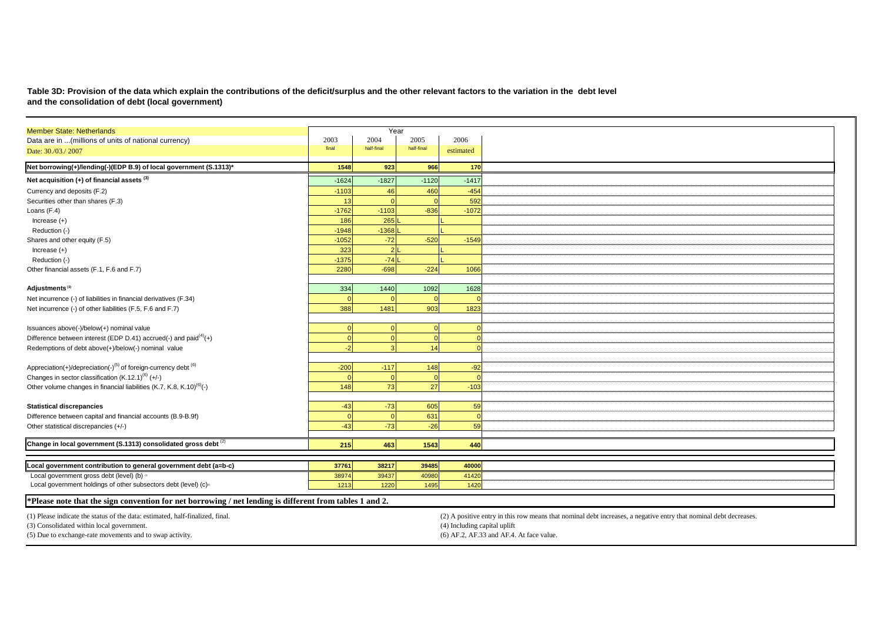**Table 3D: Provision of the data which explain the contributions of the deficit/surplus and the other relevant factors to the variation in the debt level and the consolidation of debt (local government)**

| Member State: Netherlands | Year | | | |
|---|---|---|---|---|
| Data are in ...(millions of units of national currency) | 2003 | 2004 | 2005 | 2006 |
| Date: 30./03./ 2007 | final | half-final | half-final | estimated |
| **Net borrowing(+)/lending(-)(EDP B.9) of local government (S.1313)*** | **1548** | **923** | **966** | **170** |
| **Net acquisition (+) of financial assets (3)** | -1624 | -1827 | -1120 | -1417 |
| Currency and deposits (F.2) | -1103 | 46 | 460 | -454 |
| Securities other than shares (F.3) | 13 | 0 | 0 | 592 |
| Loans (F.4) | -1762 | -1103 | -836 | -1072 |
| Increase (+) | 186 | 265 L | L | |
| Reduction (-) | -1948 | -1368 L | L | |
| Shares and other equity (F.5) | -1052 | -72 | -520 | -1549 |
| Increase (+) | 323 | 2 L | L | |
| Reduction (-) | -1375 | -74 L | L | |
| Other financial assets (F.1, F.6 and F.7) | 2280 | -698 | -224 | 1066 |
| **Adjustments (3)** | 334 | 1440 | 1092 | 1628 |
| Net incurrence (-) of liabilities in financial derivatives (F.34) | 0 | 0 | 0 | 0 |
| Net incurrence (-) of other liabilities (F.5, F.6 and F.7) | 388 | 1481 | 903 | 1823 |
| Issuances above(-)/below(+) nominal value | 0 | 0 | 0 | 0 |
| Difference between interest (EDP D.41) accrued(-) and paid(4)(+) | 0 | 0 | 0 | 0 |
| Redemptions of debt above(+)/below(-) nominal value | -2 | 3 | 14 | 0 |
| Appreciation(+)/depreciation(-)(5) of foreign-currency debt (6) | -200 | -117 | 148 | -92 |
| Changes in sector classification (K.12.1)(6) (+/-) | 0 | 0 | 0 | 0 |
| Other volume changes in financial liabilities (K.7, K.8, K.10)(6)(-) | 148 | 73 | 27 | -103 |
| **Statistical discrepancies** | -43 | -73 | 605 | 59 |
| Difference between capital and financial accounts (B.9-B.9f) | 0 | 0 | 631 | 0 |
| Other statistical discrepancies (+/-) | -43 | -73 | -26 | 59 |
| **Change in local government (S.1313) consolidated gross debt (2)** | **215** | **463** | **1543** | **440** |
| **Local government contribution to general government debt (a=b-c)** | **37761** | **38217** | **39485** | **40000** |
| Local government gross debt (level) (b) | 38974 | 39437 | 40980 | 41420 |
| Local government holdings of other subsectors debt (level) (c) | 1213 | 1220 | 1495 | 1420 |

**\*Please note that the sign convention for net borrowing / net lending is different from tables 1 and 2.**

(1) Please indicate the status of the data: estimated, half-finalized, final.

(2) A positive entry in this row means that nominal debt increases, a negative entry that nominal debt decreases.

(3) Consolidated within local government.

(4) Including capital uplift

(5) Due to exchange-rate movements and to swap activity.

(6) AF.2, AF.33 and AF.4. At face value.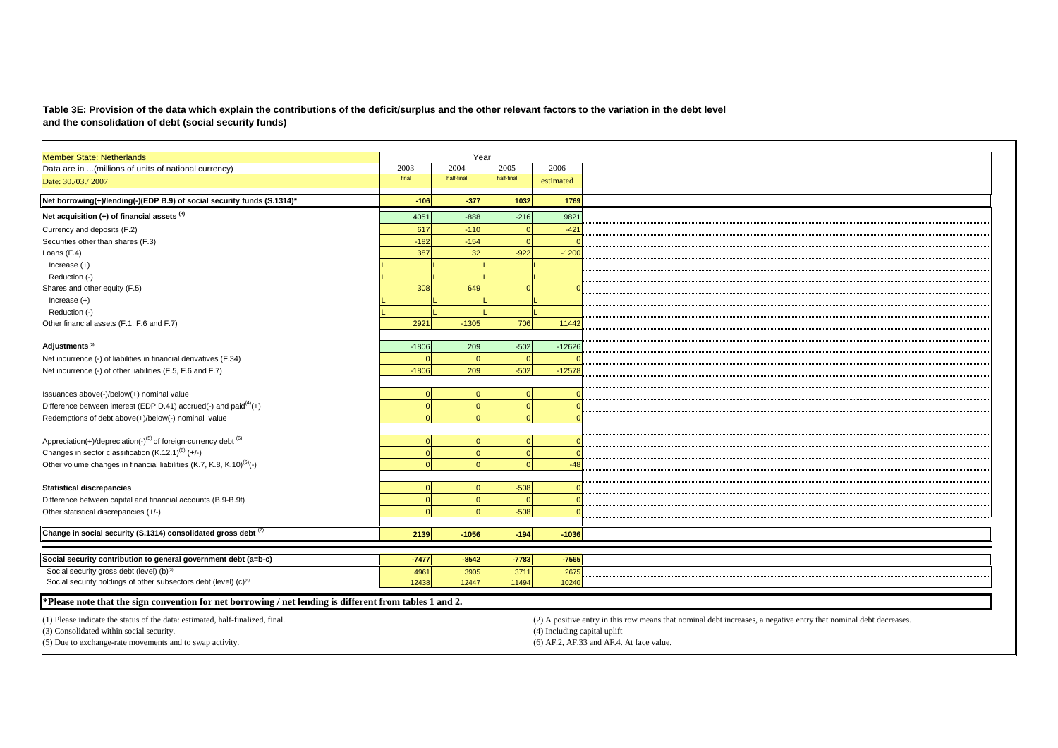**Table 3E: Provision of the data which explain the contributions of the deficit/surplus and the other relevant factors to the variation in the debt level and the consolidation of debt (social security funds)**

| Member State: Netherlands | Year | | | |
|---|---|---|---|---|
| Data are in ...(millions of units of national currency) | 2003 | 2004 | 2005 | 2006 |
| Date: 30./03./ 2007 | final | half-final | half-final | estimated |
| **Net borrowing(+)/lending(-)(EDP B.9) of social security funds (S.1314)*** | **-106** | **-377** | **1032** | **1769** |
| **Net acquisition (+) of financial assets [3]** | 4051 | -888 | -216 | 9821 |
| Currency and deposits (F.2) | 617 | -110 | 0 | -421 |
| Securities other than shares (F.3) | -182 | -154 | 0 | 0 |
| Loans (F.4) | 387 | 32 | -922 | -1200 |
| Increase (+) | L | L | L | L |
| Reduction (-) | L | L | L | L |
| Shares and other equity (F.5) | 308 | 649 | 0 | 0 |
| Increase (+) | L | L | L | L |
| Reduction (-) | L | L | L | L |
| Other financial assets (F.1, F.6 and F.7) | 2921 | -1305 | 706 | 11442 |
| **Adjustments [3]** | -1806 | 209 | -502 | -12626 |
| Net incurrence (-) of liabilities in financial derivatives (F.34) | 0 | 0 | 0 | 0 |
| Net incurrence (-) of other liabilities (F.5, F.6 and F.7) | -1806 | 209 | -502 | -12578 |
| Issuances above(-)/below(+) nominal value | 0 | 0 | 0 | 0 |
| Difference between interest (EDP D.41) accrued(-) and paid[4](+) | 0 | 0 | 0 | 0 |
| Redemptions of debt above(+)/below(-) nominal value | 0 | 0 | 0 | 0 |
| Appreciation(+)/depreciation(-)[5] of foreign-currency debt [6] | 0 | 0 | 0 | 0 |
| Changes in sector classification (K.12.1)[6] (+/-) | 0 | 0 | 0 | 0 |
| Other volume changes in financial liabilities (K.7, K.8, K.10)[6](-) | 0 | 0 | 0 | -48 |
| **Statistical discrepancies** | 0 | 0 | -508 | 0 |
| Difference between capital and financial accounts (B.9-B.9f) | 0 | 0 | 0 | 0 |
| Other statistical discrepancies (+/-) | 0 | 0 | -508 | 0 |
| **Change in social security (S.1314) consolidated gross debt [2]** | **2139** | **-1056** | **-194** | **-1036** |
| **Social security contribution to general government debt (a=b-c)** | **-7477** | **-8542** | **-7783** | **-7565** |
| Social security gross debt (level) (b)[3] | 4961 | 3905 | 3711 | 2675 |
| Social security holdings of other subsectors debt (level) (c)[6] | 12438 | 12447 | 11494 | 10240 |

**\*Please note that the sign convention for net borrowing / net lending is different from tables 1 and 2.**

(1) Please indicate the status of the data: estimated, half-finalized, final.

(2) A positive entry in this row means that nominal debt increases, a negative entry that nominal debt decreases.

(3) Consolidated within social security.

(4) Including capital uplift

(5) Due to exchange-rate movements and to swap activity.

(6) AF.2, AF.33 and AF.4. At face value.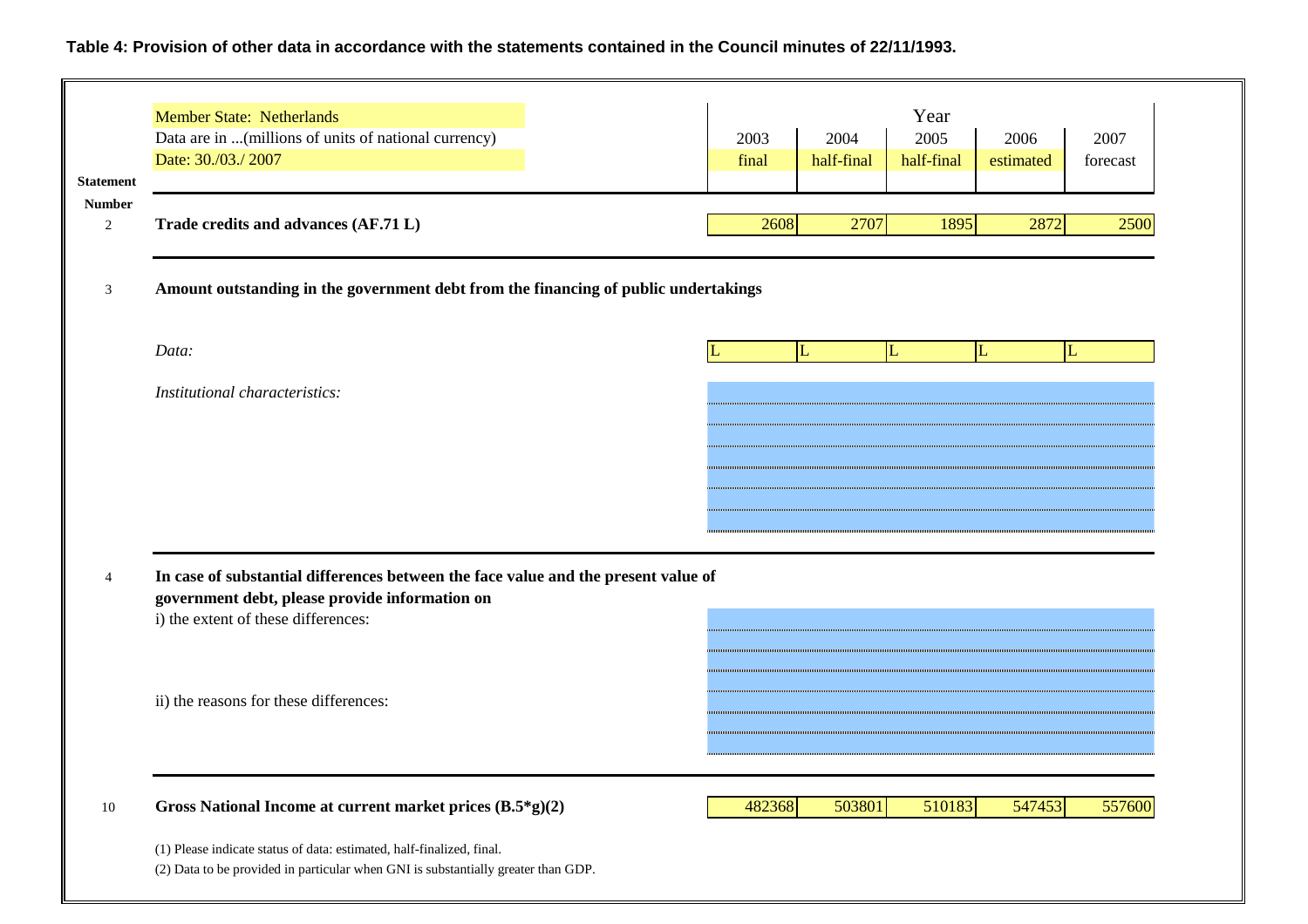**Table 4: Provision of other data in accordance with the statements contained in the Council minutes of 22/11/1993.**

| Statement Number | Member State: Netherlands<br>Data are in ...(millions of units of national currency)<br>Date: 30./03./ 2007 | Year<br>2003<br>final | <br>2004<br>half-final | <br>2005<br>half-final | <br>2006<br>estimated | <br>2007<br>forecast |
|---|---|---|---|---|---|---|
| 2 | **Trade credits and advances (AF.71 L)** | 2608 | 2707 | 1895 | 2872 | 2500 |
| 3 | **Amount outstanding in the government debt from the financing of public undertakings** | | | | | |
| | *Data:* | L | L | L | L | L |
| | *Institutional characteristics:* | | | | | |
| 4 | **In case of substantial differences between the face value and the present value of government debt, please provide information on** | | | | | |
| | i) the extent of these differences: | | | | | |
| | ii) the reasons for these differences: | | | | | |
| 10 | **Gross National Income at current market prices (B.5*g)(2)** | 482368 | 503801 | 510183 | 547453 | 557600 |

(1) Please indicate status of data: estimated, half-finalized, final.

(2) Data to be provided in particular when GNI is substantially greater than GDP.